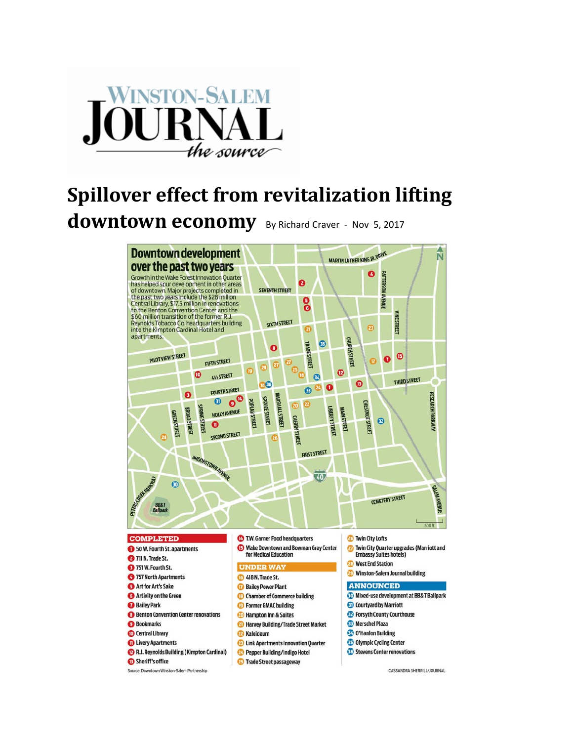# Winston-Salem Journal

*the source*

# Spillover effect from revitalization lifting downtown economy

By Richard Craver - Nov 5, 2017

## Downtown development over the past two years

Growth in the Wake Forest Innovation Quarter has helped spur development in other areas of downtown. Major projects completed in the past two years include the $28 million Central Library, $17.5 million in renovations to the Benton Convention Center and the $60 million transition of the former R.J. Reynolds Tobacco Co. headquarters building into the Kimpton Cardinal Hotel and apartments.

**COMPLETED**

1. 50 W. Fourth St. apartments
2. 711 N. Trade St.
3. 751 W. Fourth St.
4. 757 North Apartments
5. Art for Art's Sake
6. Artivity on the Green
7. Bailey Park
8. Benton Convention Center renovations
9. Bookmarks
10. Central Library
11. Livery Apartments
12. R.J. Reynolds Building (Kimpton Cardinal)
13. Sheriff's office
14. T.W. Garner Food headquarters
15. Wake Downtown and Bowman Gray Center for Medical Education

**UNDER WAY**

16. 418 N. Trade St.
17. Bailey Power Plant
18. Chamber of Commerce building
19. Former GMAC building
20. Hampton Inn & Suites
21. Harvey Building/Trade Street Market
22. Kaleideum
23. Link Apartments Innovation Quarter
24. Pepper Building/Indigo Hotel
25. Trade Street passageway
26. Twin City Lofts
27. Twin City Quarter upgrades (Marriott and Embassy Suites hotels)
28. West End Station
29. Winston-Salem Journal building

**ANNOUNCED**

30. Mixed-use development at BB&T Ballpark
31. Courtyard by Marriott
32. Forsyth County Courthouse
33. Merschel Plaza
34. O'Hanlon Building
35. Olympic Cycling Center
36. Stevens Center renovations

Source: Downtown Winston-Salem Partnership

CASSANDRA SHERRILL/JOURNAL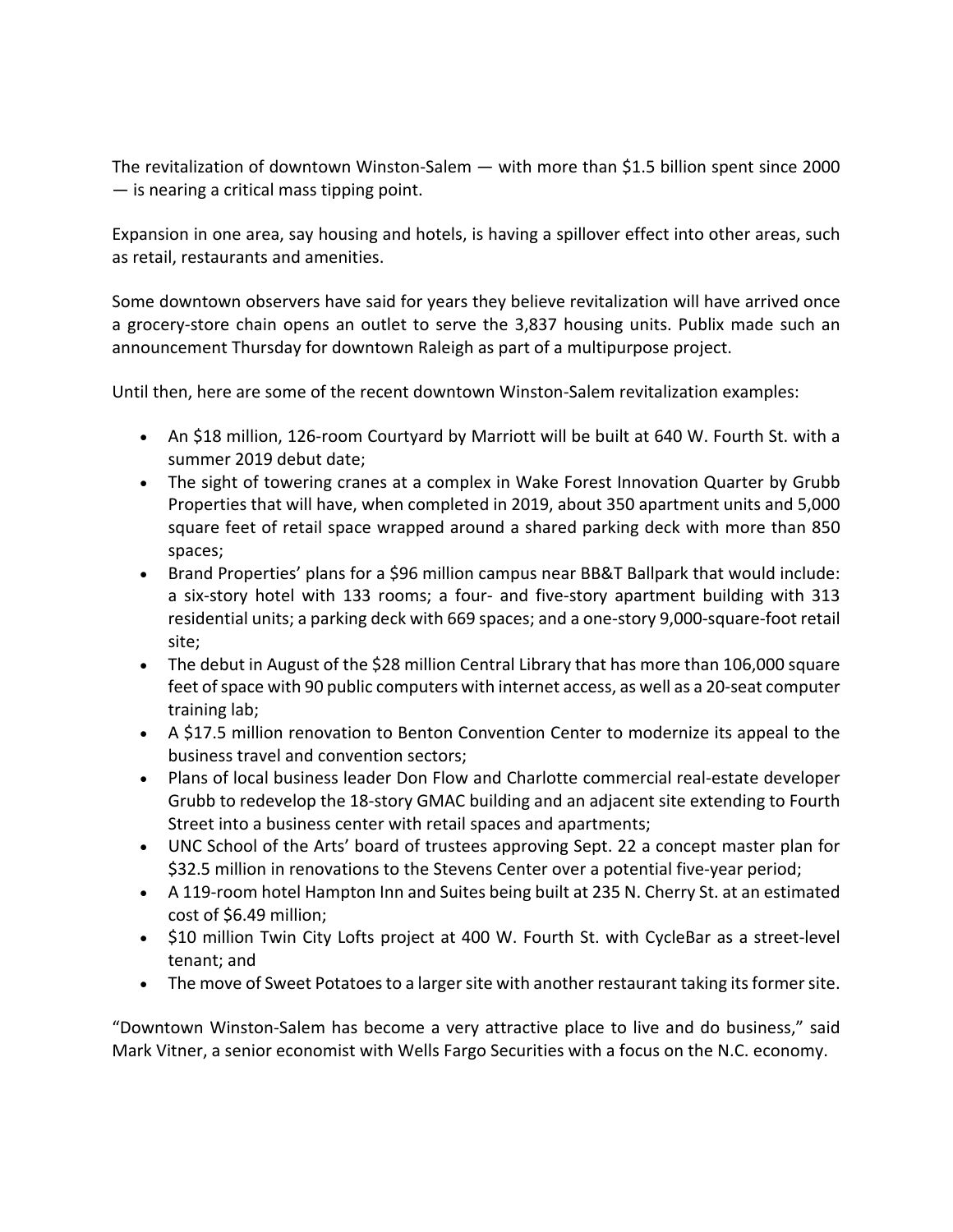The revitalization of downtown Winston-Salem — with more than $1.5 billion spent since 2000 — is nearing a critical mass tipping point.

Expansion in one area, say housing and hotels, is having a spillover effect into other areas, such as retail, restaurants and amenities.

Some downtown observers have said for years they believe revitalization will have arrived once a grocery-store chain opens an outlet to serve the 3,837 housing units. Publix made such an announcement Thursday for downtown Raleigh as part of a multipurpose project.

Until then, here are some of the recent downtown Winston-Salem revitalization examples:

- An $18 million, 126-room Courtyard by Marriott will be built at 640 W. Fourth St. with a summer 2019 debut date;
- The sight of towering cranes at a complex in Wake Forest Innovation Quarter by Grubb Properties that will have, when completed in 2019, about 350 apartment units and 5,000 square feet of retail space wrapped around a shared parking deck with more than 850 spaces;
- Brand Properties' plans for a $96 million campus near BB&T Ballpark that would include: a six-story hotel with 133 rooms; a four- and five-story apartment building with 313 residential units; a parking deck with 669 spaces; and a one-story 9,000-square-foot retail site;
- The debut in August of the $28 million Central Library that has more than 106,000 square feet of space with 90 public computers with internet access, as well as a 20-seat computer training lab;
- A $17.5 million renovation to Benton Convention Center to modernize its appeal to the business travel and convention sectors;
- Plans of local business leader Don Flow and Charlotte commercial real-estate developer Grubb to redevelop the 18-story GMAC building and an adjacent site extending to Fourth Street into a business center with retail spaces and apartments;
- UNC School of the Arts' board of trustees approving Sept. 22 a concept master plan for $32.5 million in renovations to the Stevens Center over a potential five-year period;
- A 119-room hotel Hampton Inn and Suites being built at 235 N. Cherry St. at an estimated cost of $6.49 million;
- $10 million Twin City Lofts project at 400 W. Fourth St. with CycleBar as a street-level tenant; and
- The move of Sweet Potatoes to a larger site with another restaurant taking its former site.

"Downtown Winston-Salem has become a very attractive place to live and do business," said Mark Vitner, a senior economist with Wells Fargo Securities with a focus on the N.C. economy.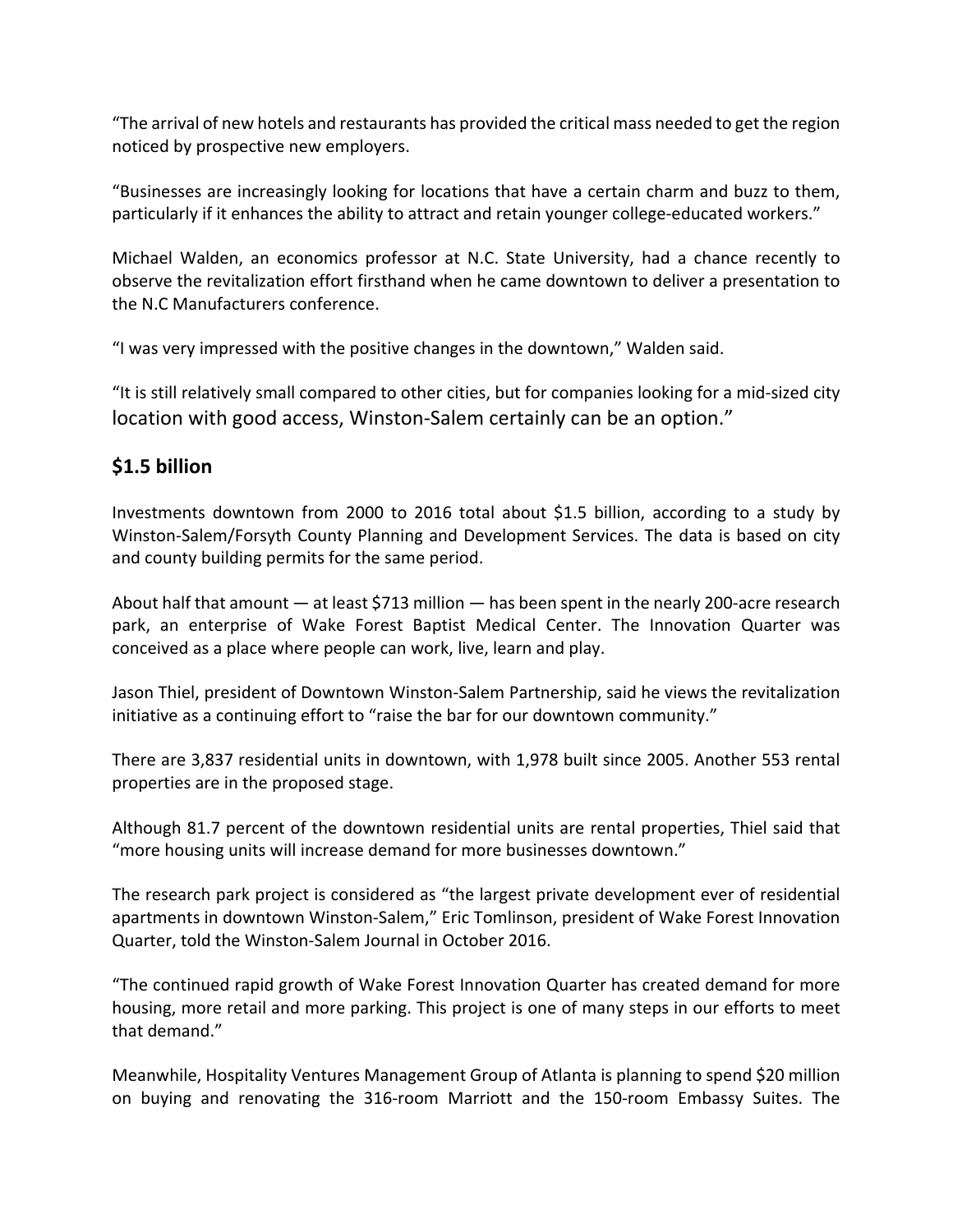"The arrival of new hotels and restaurants has provided the critical mass needed to get the region noticed by prospective new employers.

"Businesses are increasingly looking for locations that have a certain charm and buzz to them, particularly if it enhances the ability to attract and retain younger college-educated workers."

Michael Walden, an economics professor at N.C. State University, had a chance recently to observe the revitalization effort firsthand when he came downtown to deliver a presentation to the N.C Manufacturers conference.

"I was very impressed with the positive changes in the downtown," Walden said.

"It is still relatively small compared to other cities, but for companies looking for a mid-sized city location with good access, Winston-Salem certainly can be an option."

## $1.5 billion

Investments downtown from 2000 to 2016 total about $1.5 billion, according to a study by Winston-Salem/Forsyth County Planning and Development Services. The data is based on city and county building permits for the same period.

About half that amount — at least $713 million — has been spent in the nearly 200-acre research park, an enterprise of Wake Forest Baptist Medical Center. The Innovation Quarter was conceived as a place where people can work, live, learn and play.

Jason Thiel, president of Downtown Winston-Salem Partnership, said he views the revitalization initiative as a continuing effort to "raise the bar for our downtown community."

There are 3,837 residential units in downtown, with 1,978 built since 2005. Another 553 rental properties are in the proposed stage.

Although 81.7 percent of the downtown residential units are rental properties, Thiel said that "more housing units will increase demand for more businesses downtown."

The research park project is considered as "the largest private development ever of residential apartments in downtown Winston-Salem," Eric Tomlinson, president of Wake Forest Innovation Quarter, told the Winston-Salem Journal in October 2016.

"The continued rapid growth of Wake Forest Innovation Quarter has created demand for more housing, more retail and more parking. This project is one of many steps in our efforts to meet that demand."

Meanwhile, Hospitality Ventures Management Group of Atlanta is planning to spend $20 million on buying and renovating the 316-room Marriott and the 150-room Embassy Suites. The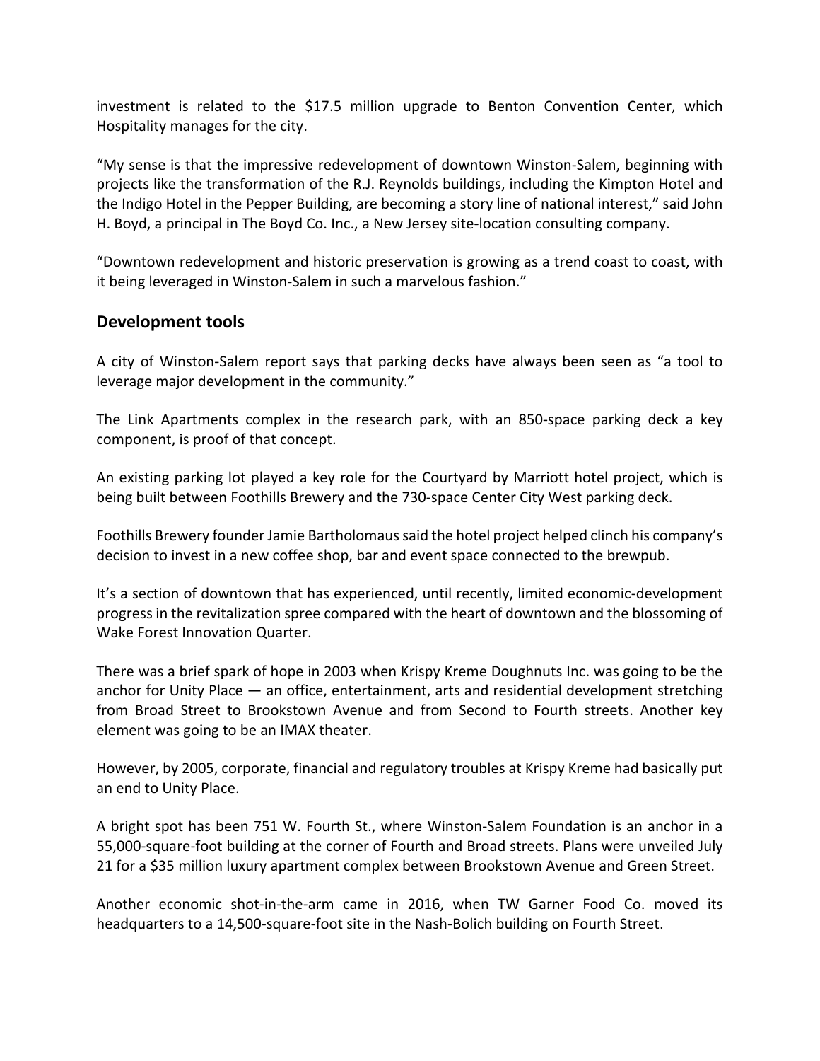investment is related to the $17.5 million upgrade to Benton Convention Center, which Hospitality manages for the city.

"My sense is that the impressive redevelopment of downtown Winston-Salem, beginning with projects like the transformation of the R.J. Reynolds buildings, including the Kimpton Hotel and the Indigo Hotel in the Pepper Building, are becoming a story line of national interest," said John H. Boyd, a principal in The Boyd Co. Inc., a New Jersey site-location consulting company.

"Downtown redevelopment and historic preservation is growing as a trend coast to coast, with it being leveraged in Winston-Salem in such a marvelous fashion."

## Development tools

A city of Winston-Salem report says that parking decks have always been seen as "a tool to leverage major development in the community."

The Link Apartments complex in the research park, with an 850-space parking deck a key component, is proof of that concept.

An existing parking lot played a key role for the Courtyard by Marriott hotel project, which is being built between Foothills Brewery and the 730-space Center City West parking deck.

Foothills Brewery founder Jamie Bartholomaus said the hotel project helped clinch his company's decision to invest in a new coffee shop, bar and event space connected to the brewpub.

It's a section of downtown that has experienced, until recently, limited economic-development progress in the revitalization spree compared with the heart of downtown and the blossoming of Wake Forest Innovation Quarter.

There was a brief spark of hope in 2003 when Krispy Kreme Doughnuts Inc. was going to be the anchor for Unity Place — an office, entertainment, arts and residential development stretching from Broad Street to Brookstown Avenue and from Second to Fourth streets. Another key element was going to be an IMAX theater.

However, by 2005, corporate, financial and regulatory troubles at Krispy Kreme had basically put an end to Unity Place.

A bright spot has been 751 W. Fourth St., where Winston-Salem Foundation is an anchor in a 55,000-square-foot building at the corner of Fourth and Broad streets. Plans were unveiled July 21 for a $35 million luxury apartment complex between Brookstown Avenue and Green Street.

Another economic shot-in-the-arm came in 2016, when TW Garner Food Co. moved its headquarters to a 14,500-square-foot site in the Nash-Bolich building on Fourth Street.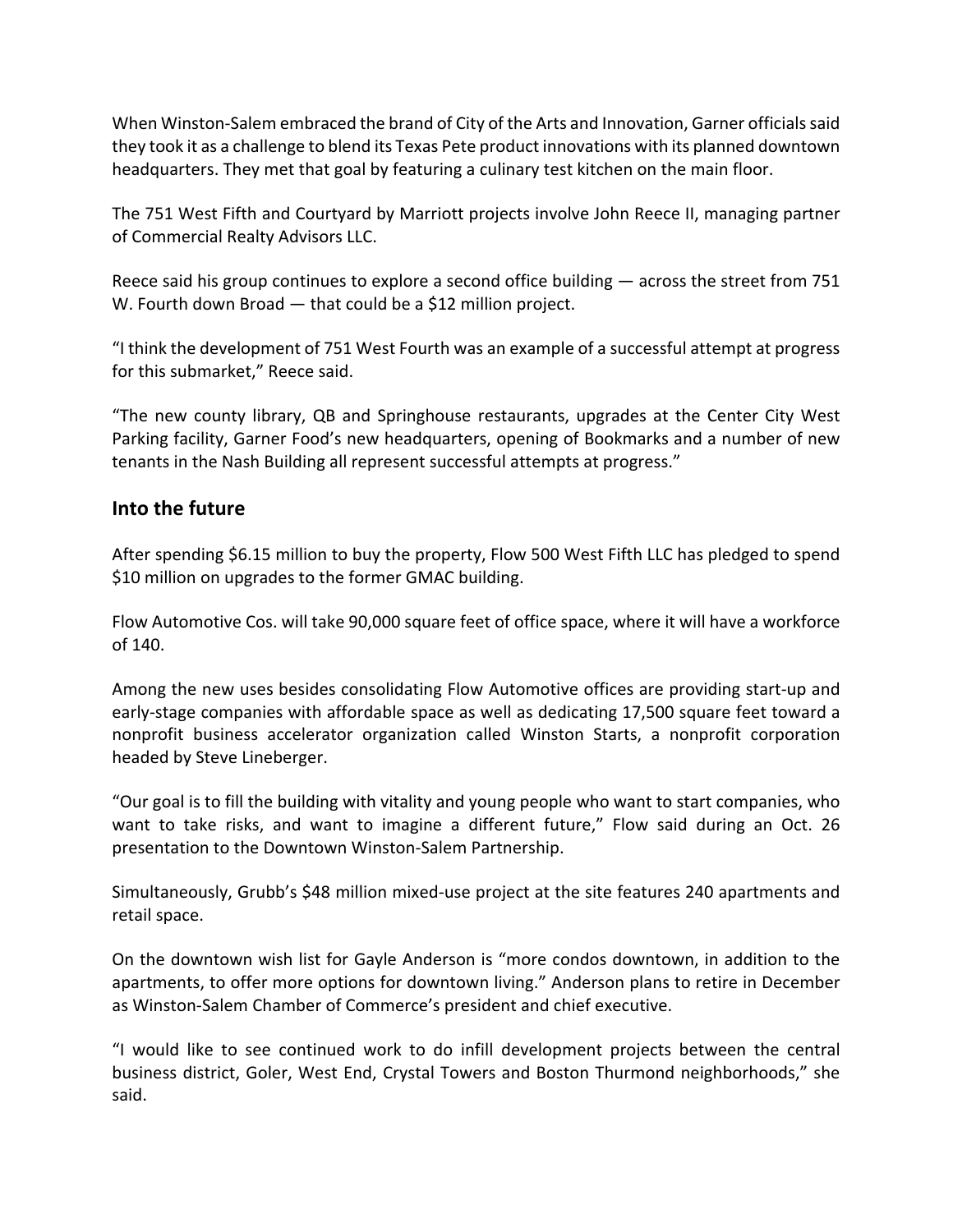When Winston-Salem embraced the brand of City of the Arts and Innovation, Garner officials said they took it as a challenge to blend its Texas Pete product innovations with its planned downtown headquarters. They met that goal by featuring a culinary test kitchen on the main floor.

The 751 West Fifth and Courtyard by Marriott projects involve John Reece II, managing partner of Commercial Realty Advisors LLC.

Reece said his group continues to explore a second office building — across the street from 751 W. Fourth down Broad — that could be a $12 million project.

“I think the development of 751 West Fourth was an example of a successful attempt at progress for this submarket,” Reece said.

“The new county library, QB and Springhouse restaurants, upgrades at the Center City West Parking facility, Garner Food’s new headquarters, opening of Bookmarks and a number of new tenants in the Nash Building all represent successful attempts at progress.”

## Into the future

After spending $6.15 million to buy the property, Flow 500 West Fifth LLC has pledged to spend $10 million on upgrades to the former GMAC building.

Flow Automotive Cos. will take 90,000 square feet of office space, where it will have a workforce of 140.

Among the new uses besides consolidating Flow Automotive offices are providing start-up and early-stage companies with affordable space as well as dedicating 17,500 square feet toward a nonprofit business accelerator organization called Winston Starts, a nonprofit corporation headed by Steve Lineberger.

“Our goal is to fill the building with vitality and young people who want to start companies, who want to take risks, and want to imagine a different future,” Flow said during an Oct. 26 presentation to the Downtown Winston-Salem Partnership.

Simultaneously, Grubb’s $48 million mixed-use project at the site features 240 apartments and retail space.

On the downtown wish list for Gayle Anderson is “more condos downtown, in addition to the apartments, to offer more options for downtown living.” Anderson plans to retire in December as Winston-Salem Chamber of Commerce’s president and chief executive.

“I would like to see continued work to do infill development projects between the central business district, Goler, West End, Crystal Towers and Boston Thurmond neighborhoods,” she said.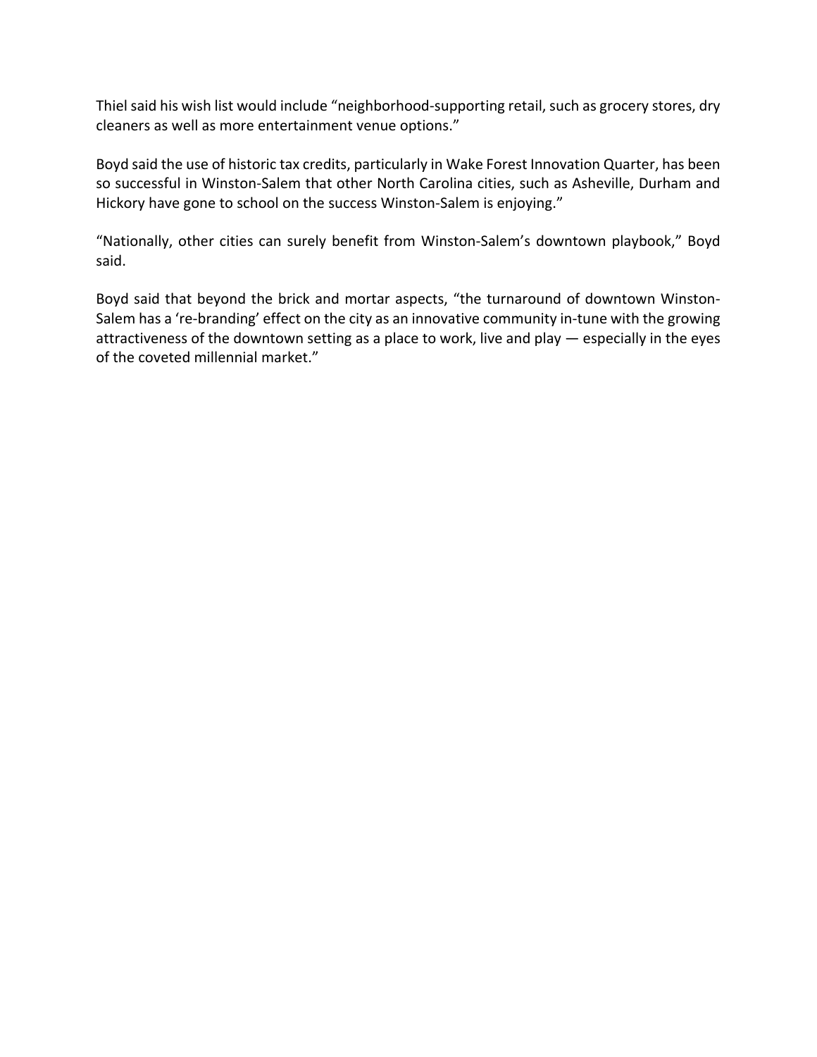Thiel said his wish list would include "neighborhood-supporting retail, such as grocery stores, dry cleaners as well as more entertainment venue options."

Boyd said the use of historic tax credits, particularly in Wake Forest Innovation Quarter, has been so successful in Winston-Salem that other North Carolina cities, such as Asheville, Durham and Hickory have gone to school on the success Winston-Salem is enjoying."

"Nationally, other cities can surely benefit from Winston-Salem's downtown playbook," Boyd said.

Boyd said that beyond the brick and mortar aspects, "the turnaround of downtown Winston-Salem has a 're-branding' effect on the city as an innovative community in-tune with the growing attractiveness of the downtown setting as a place to work, live and play — especially in the eyes of the coveted millennial market."